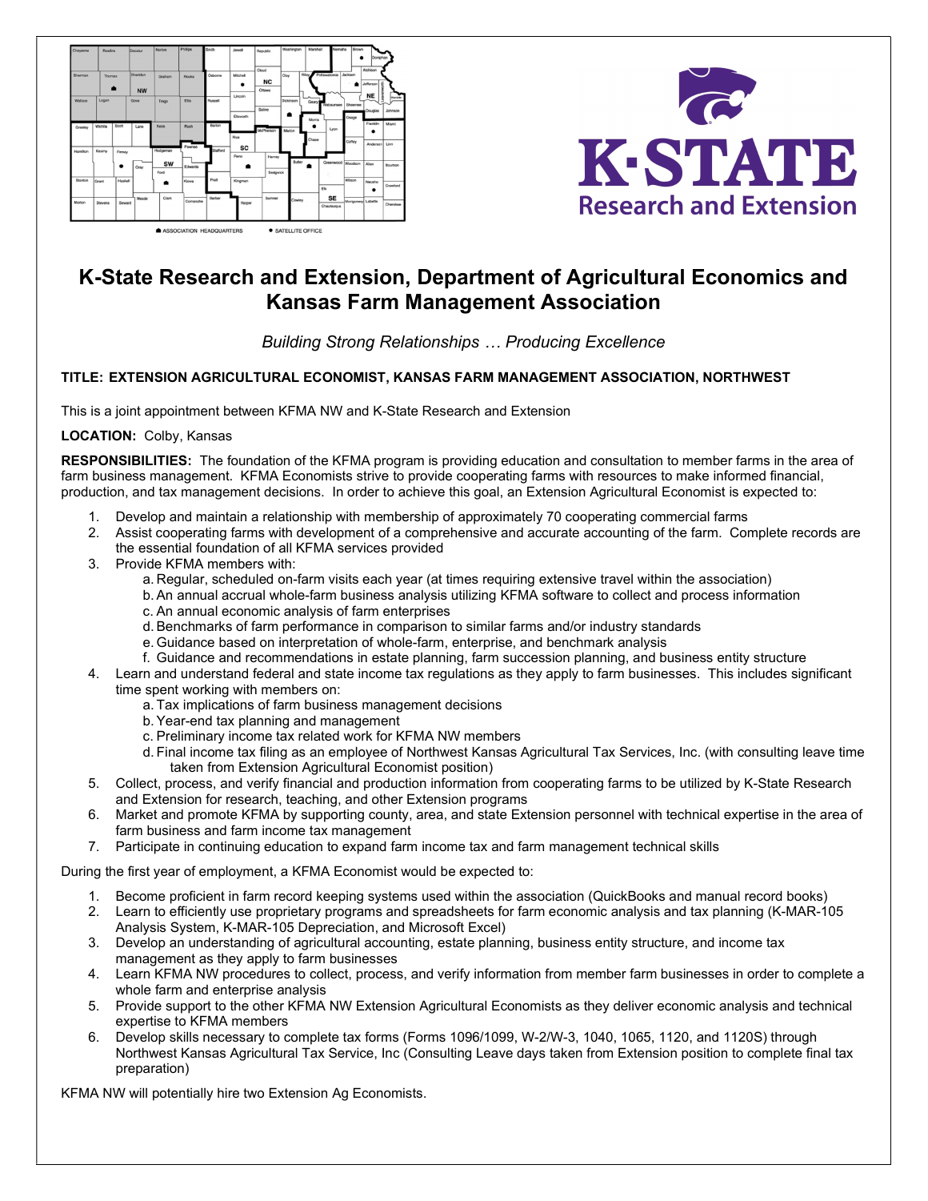# K-State Research and Extension, Department of Agricultural Economics and Kansas Farm Management Association

*Building Strong Relationships … Producing Excellence*

**TITLE: EXTENSION AGRICULTURAL ECONOMIST, KANSAS FARM MANAGEMENT ASSOCIATION, NORTHWEST**

This is a joint appointment between KFMA NW and K-State Research and Extension

**LOCATION:** Colby, Kansas

**RESPONSIBILITIES:** The foundation of the KFMA program is providing education and consultation to member farms in the area of farm business management. KFMA Economists strive to provide cooperating farms with resources to make informed financial, production, and tax management decisions. In order to achieve this goal, an Extension Agricultural Economist is expected to:

1. Develop and maintain a relationship with membership of approximately 70 cooperating commercial farms
2. Assist cooperating farms with development of a comprehensive and accurate accounting of the farm. Complete records are the essential foundation of all KFMA services provided
3. Provide KFMA members with:
   a. Regular, scheduled on-farm visits each year (at times requiring extensive travel within the association)
   b. An annual accrual whole-farm business analysis utilizing KFMA software to collect and process information
   c. An annual economic analysis of farm enterprises
   d. Benchmarks of farm performance in comparison to similar farms and/or industry standards
   e. Guidance based on interpretation of whole-farm, enterprise, and benchmark analysis
   f. Guidance and recommendations in estate planning, farm succession planning, and business entity structure
4. Learn and understand federal and state income tax regulations as they apply to farm businesses. This includes significant time spent working with members on:
   a. Tax implications of farm business management decisions
   b. Year-end tax planning and management
   c. Preliminary income tax related work for KFMA NW members
   d. Final income tax filing as an employee of Northwest Kansas Agricultural Tax Services, Inc. (with consulting leave time taken from Extension Agricultural Economist position)
5. Collect, process, and verify financial and production information from cooperating farms to be utilized by K-State Research and Extension for research, teaching, and other Extension programs
6. Market and promote KFMA by supporting county, area, and state Extension personnel with technical expertise in the area of farm business and farm income tax management
7. Participate in continuing education to expand farm income tax and farm management technical skills

During the first year of employment, a KFMA Economist would be expected to:

1. Become proficient in farm record keeping systems used within the association (QuickBooks and manual record books)
2. Learn to efficiently use proprietary programs and spreadsheets for farm economic analysis and tax planning (K-MAR-105 Analysis System, K-MAR-105 Depreciation, and Microsoft Excel)
3. Develop an understanding of agricultural accounting, estate planning, business entity structure, and income tax management as they apply to farm businesses
4. Learn KFMA NW procedures to collect, process, and verify information from member farm businesses in order to complete a whole farm and enterprise analysis
5. Provide support to the other KFMA NW Extension Agricultural Economists as they deliver economic analysis and technical expertise to KFMA members
6. Develop skills necessary to complete tax forms (Forms 1096/1099, W-2/W-3, 1040, 1065, 1120, and 1120S) through Northwest Kansas Agricultural Tax Service, Inc (Consulting Leave days taken from Extension position to complete final tax preparation)

KFMA NW will potentially hire two Extension Ag Economists.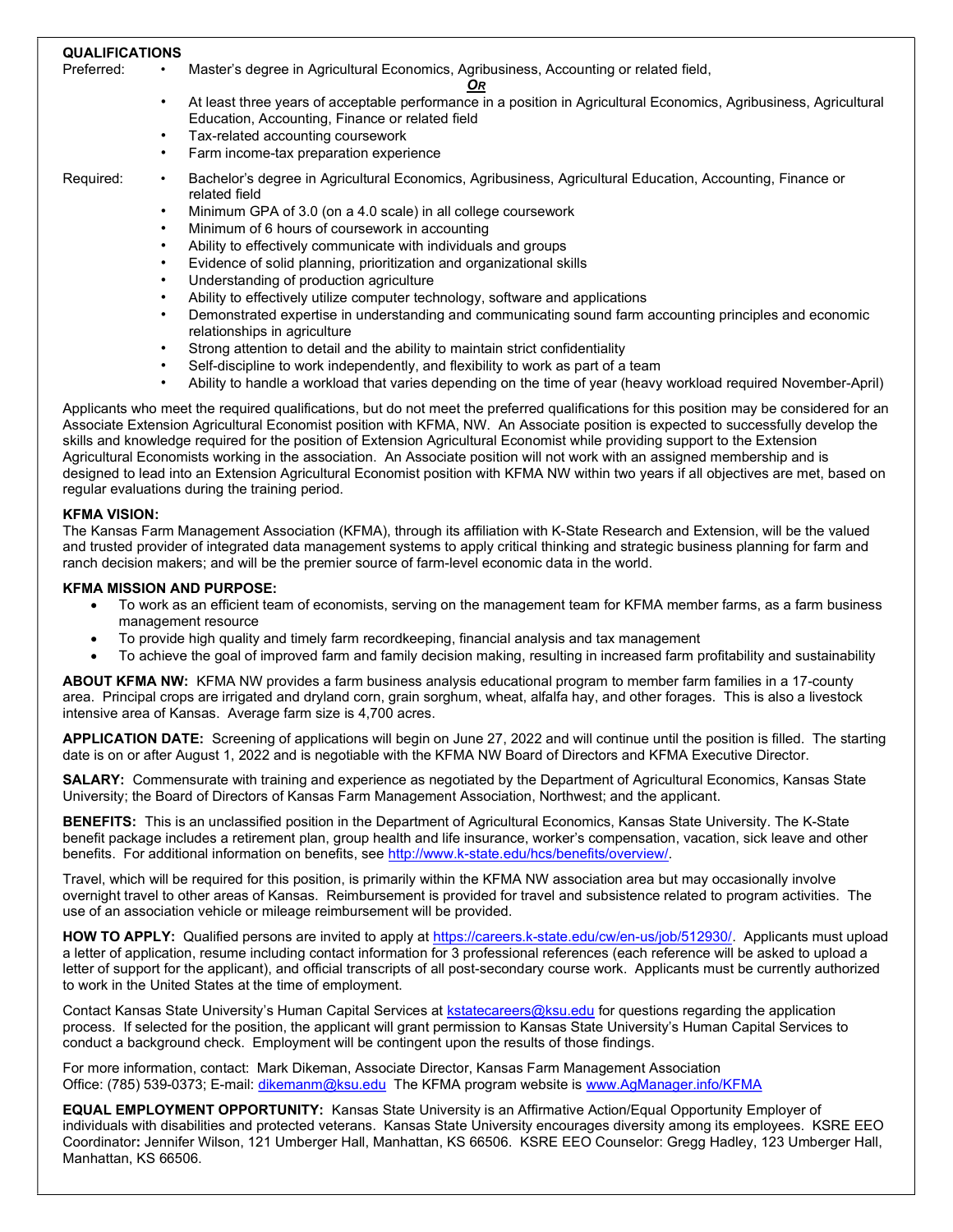**QUALIFICATIONS**

Preferred:

- Master's degree in Agricultural Economics, Agribusiness, Accounting or related field,

***OR***

- At least three years of acceptable performance in a position in Agricultural Economics, Agribusiness, Agricultural Education, Accounting, Finance or related field
- Tax-related accounting coursework
- Farm income-tax preparation experience

Required:

- Bachelor's degree in Agricultural Economics, Agribusiness, Agricultural Education, Accounting, Finance or related field
- Minimum GPA of 3.0 (on a 4.0 scale) in all college coursework
- Minimum of 6 hours of coursework in accounting
- Ability to effectively communicate with individuals and groups
- Evidence of solid planning, prioritization and organizational skills
- Understanding of production agriculture
- Ability to effectively utilize computer technology, software and applications
- Demonstrated expertise in understanding and communicating sound farm accounting principles and economic relationships in agriculture
- Strong attention to detail and the ability to maintain strict confidentiality
- Self-discipline to work independently, and flexibility to work as part of a team
- Ability to handle a workload that varies depending on the time of year (heavy workload required November-April)

Applicants who meet the required qualifications, but do not meet the preferred qualifications for this position may be considered for an Associate Extension Agricultural Economist position with KFMA, NW. An Associate position is expected to successfully develop the skills and knowledge required for the position of Extension Agricultural Economist while providing support to the Extension Agricultural Economists working in the association. An Associate position will not work with an assigned membership and is designed to lead into an Extension Agricultural Economist position with KFMA NW within two years if all objectives are met, based on regular evaluations during the training period.

**KFMA VISION:**
The Kansas Farm Management Association (KFMA), through its affiliation with K-State Research and Extension, will be the valued and trusted provider of integrated data management systems to apply critical thinking and strategic business planning for farm and ranch decision makers; and will be the premier source of farm-level economic data in the world.

**KFMA MISSION AND PURPOSE:**

- To work as an efficient team of economists, serving on the management team for KFMA member farms, as a farm business management resource
- To provide high quality and timely farm recordkeeping, financial analysis and tax management
- To achieve the goal of improved farm and family decision making, resulting in increased farm profitability and sustainability

**ABOUT KFMA NW:** KFMA NW provides a farm business analysis educational program to member farm families in a 17-county area. Principal crops are irrigated and dryland corn, grain sorghum, wheat, alfalfa hay, and other forages. This is also a livestock intensive area of Kansas. Average farm size is 4,700 acres.

**APPLICATION DATE:** Screening of applications will begin on June 27, 2022 and will continue until the position is filled. The starting date is on or after August 1, 2022 and is negotiable with the KFMA NW Board of Directors and KFMA Executive Director.

**SALARY:** Commensurate with training and experience as negotiated by the Department of Agricultural Economics, Kansas State University; the Board of Directors of Kansas Farm Management Association, Northwest; and the applicant.

**BENEFITS:** This is an unclassified position in the Department of Agricultural Economics, Kansas State University. The K-State benefit package includes a retirement plan, group health and life insurance, worker's compensation, vacation, sick leave and other benefits. For additional information on benefits, see http://www.k-state.edu/hcs/benefits/overview/.

Travel, which will be required for this position, is primarily within the KFMA NW association area but may occasionally involve overnight travel to other areas of Kansas. Reimbursement is provided for travel and subsistence related to program activities. The use of an association vehicle or mileage reimbursement will be provided.

**HOW TO APPLY:** Qualified persons are invited to apply at https://careers.k-state.edu/cw/en-us/job/512930/. Applicants must upload a letter of application, resume including contact information for 3 professional references (each reference will be asked to upload a letter of support for the applicant), and official transcripts of all post-secondary course work. Applicants must be currently authorized to work in the United States at the time of employment.

Contact Kansas State University's Human Capital Services at kstatecareers@ksu.edu for questions regarding the application process. If selected for the position, the applicant will grant permission to Kansas State University's Human Capital Services to conduct a background check. Employment will be contingent upon the results of those findings.

For more information, contact: Mark Dikeman, Associate Director, Kansas Farm Management Association
Office: (785) 539-0373; E-mail: dikemanm@ksu.edu The KFMA program website is www.AgManager.info/KFMA

**EQUAL EMPLOYMENT OPPORTUNITY:** Kansas State University is an Affirmative Action/Equal Opportunity Employer of individuals with disabilities and protected veterans. Kansas State University encourages diversity among its employees. KSRE EEO Coordinator**:** Jennifer Wilson, 121 Umberger Hall, Manhattan, KS 66506. KSRE EEO Counselor: Gregg Hadley, 123 Umberger Hall, Manhattan, KS 66506.